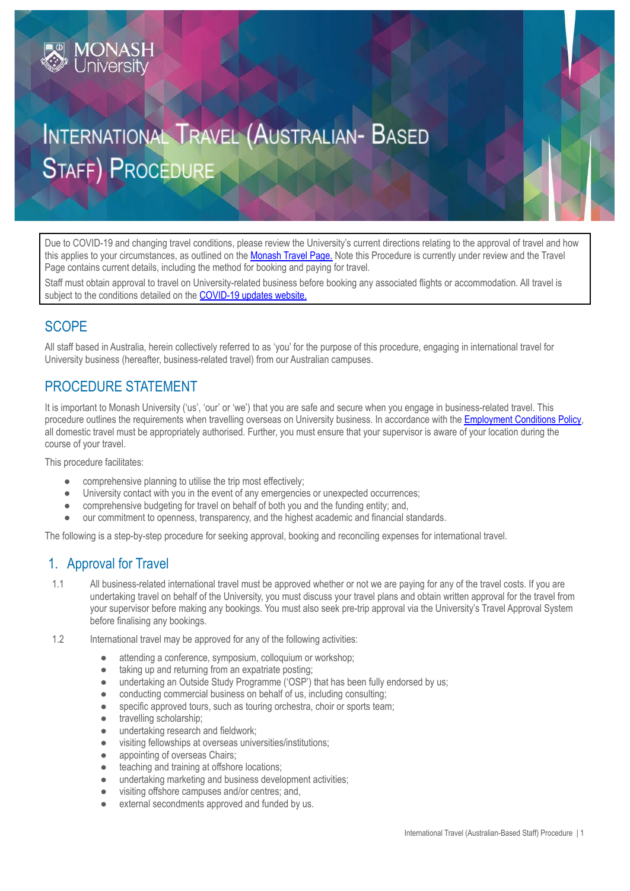Monash University

# International Travel (Australian- Based Staff) Procedure

Due to COVID-19 and changing travel conditions, please review the University's current directions relating to the approval of travel and how this applies to your circumstances, as outlined on the [Monash Travel Page.](#) Note this Procedure is currently under review and the Travel Page contains current details, including the method for booking and paying for travel.

Staff must obtain approval to travel on University-related business before booking any associated flights or accommodation. All travel is subject to the conditions detailed on the [COVID-19 updates website.](#)

## SCOPE

All staff based in Australia, herein collectively referred to as 'you' for the purpose of this procedure, engaging in international travel for University business (hereafter, business-related travel) from our Australian campuses.

## PROCEDURE STATEMENT

It is important to Monash University ('us', 'our' or 'we') that you are safe and secure when you engage in business-related travel. This procedure outlines the requirements when travelling overseas on University business. In accordance with the [Employment Conditions Policy](#), all domestic travel must be appropriately authorised. Further, you must ensure that your supervisor is aware of your location during the course of your travel.

This procedure facilitates:

- comprehensive planning to utilise the trip most effectively;
- University contact with you in the event of any emergencies or unexpected occurrences;
- comprehensive budgeting for travel on behalf of both you and the funding entity; and,
- our commitment to openness, transparency, and the highest academic and financial standards.

The following is a step-by-step procedure for seeking approval, booking and reconciling expenses for international travel.

## 1. Approval for Travel

1.1 All business-related international travel must be approved whether or not we are paying for any of the travel costs. If you are undertaking travel on behalf of the University, you must discuss your travel plans and obtain written approval for the travel from your supervisor before making any bookings. You must also seek pre-trip approval via the University's Travel Approval System before finalising any bookings.

1.2 International travel may be approved for any of the following activities:

- attending a conference, symposium, colloquium or workshop;
- taking up and returning from an expatriate posting;
- undertaking an Outside Study Programme ('OSP') that has been fully endorsed by us;
- conducting commercial business on behalf of us, including consulting;
- specific approved tours, such as touring orchestra, choir or sports team;
- travelling scholarship;
- undertaking research and fieldwork;
- visiting fellowships at overseas universities/institutions;
- appointing of overseas Chairs;
- teaching and training at offshore locations;
- undertaking marketing and business development activities;
- visiting offshore campuses and/or centres; and,
- external secondments approved and funded by us.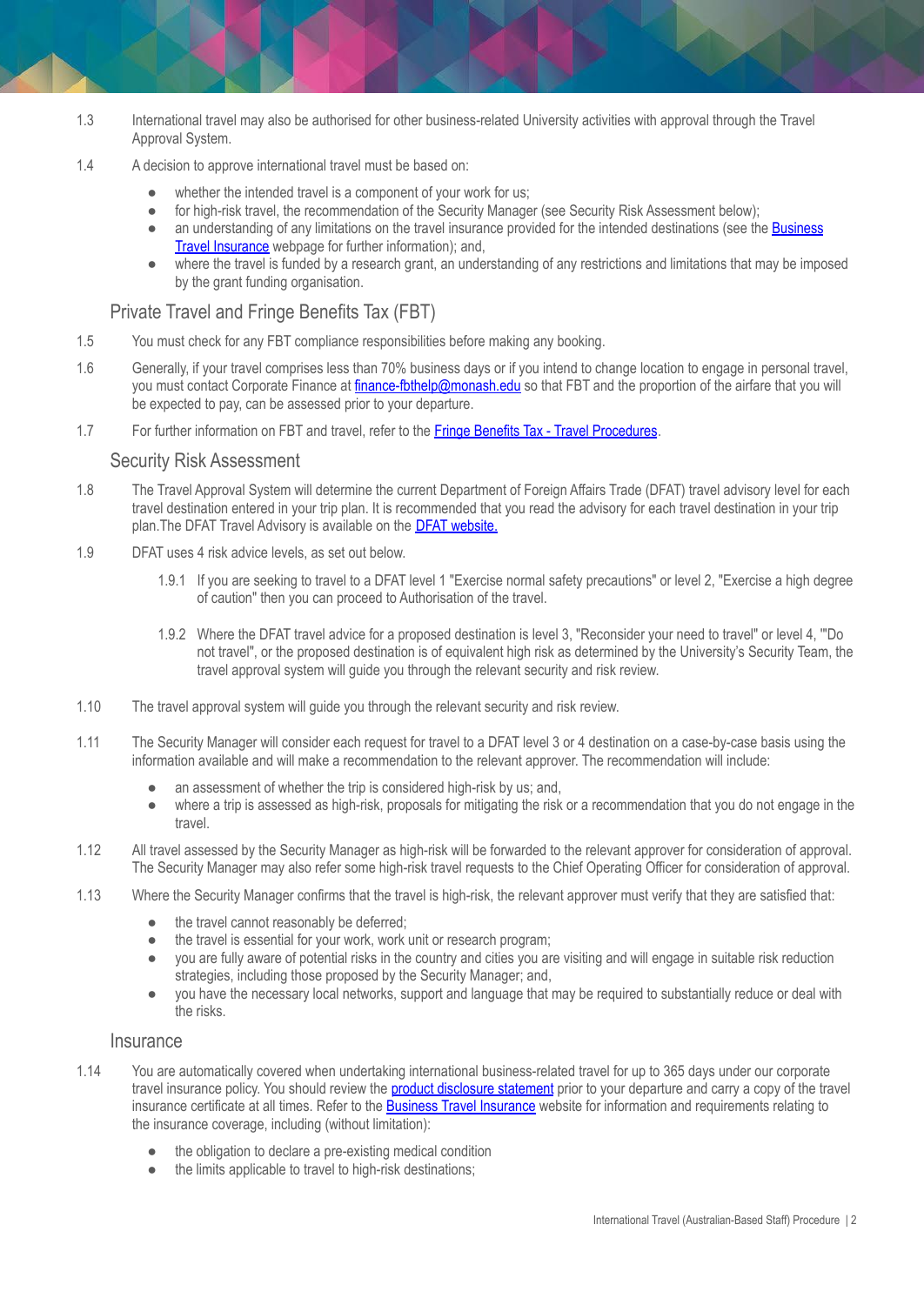1.3 International travel may also be authorised for other business-related University activities with approval through the Travel Approval System.

1.4 A decision to approve international travel must be based on:

- whether the intended travel is a component of your work for us;
- for high-risk travel, the recommendation of the Security Manager (see Security Risk Assessment below);
- an understanding of any limitations on the travel insurance provided for the intended destinations (see the Business Travel Insurance webpage for further information); and,
- where the travel is funded by a research grant, an understanding of any restrictions and limitations that may be imposed by the grant funding organisation.

## Private Travel and Fringe Benefits Tax (FBT)

1.5 You must check for any FBT compliance responsibilities before making any booking.

1.6 Generally, if your travel comprises less than 70% business days or if you intend to change location to engage in personal travel, you must contact Corporate Finance at finance-fbthelp@monash.edu so that FBT and the proportion of the airfare that you will be expected to pay, can be assessed prior to your departure.

1.7 For further information on FBT and travel, refer to the Fringe Benefits Tax - Travel Procedures.

## Security Risk Assessment

1.8 The Travel Approval System will determine the current Department of Foreign Affairs Trade (DFAT) travel advisory level for each travel destination entered in your trip plan. It is recommended that you read the advisory for each travel destination in your trip plan.The DFAT Travel Advisory is available on the DFAT website.

1.9 DFAT uses 4 risk advice levels, as set out below.

1.9.1 If you are seeking to travel to a DFAT level 1 "Exercise normal safety precautions" or level 2, "Exercise a high degree of caution" then you can proceed to Authorisation of the travel.

1.9.2 Where the DFAT travel advice for a proposed destination is level 3, "Reconsider your need to travel" or level 4, '"Do not travel", or the proposed destination is of equivalent high risk as determined by the University's Security Team, the travel approval system will guide you through the relevant security and risk review.

1.10 The travel approval system will guide you through the relevant security and risk review.

1.11 The Security Manager will consider each request for travel to a DFAT level 3 or 4 destination on a case-by-case basis using the information available and will make a recommendation to the relevant approver. The recommendation will include:

- an assessment of whether the trip is considered high-risk by us; and,
- where a trip is assessed as high-risk, proposals for mitigating the risk or a recommendation that you do not engage in the travel.

1.12 All travel assessed by the Security Manager as high-risk will be forwarded to the relevant approver for consideration of approval. The Security Manager may also refer some high-risk travel requests to the Chief Operating Officer for consideration of approval.

1.13 Where the Security Manager confirms that the travel is high-risk, the relevant approver must verify that they are satisfied that:

- the travel cannot reasonably be deferred;
- the travel is essential for your work, work unit or research program;
- you are fully aware of potential risks in the country and cities you are visiting and will engage in suitable risk reduction strategies, including those proposed by the Security Manager; and,
- you have the necessary local networks, support and language that may be required to substantially reduce or deal with the risks.

## Insurance

1.14 You are automatically covered when undertaking international business-related travel for up to 365 days under our corporate travel insurance policy. You should review the product disclosure statement prior to your departure and carry a copy of the travel insurance certificate at all times. Refer to the Business Travel Insurance website for information and requirements relating to the insurance coverage, including (without limitation):

- the obligation to declare a pre-existing medical condition
- the limits applicable to travel to high-risk destinations;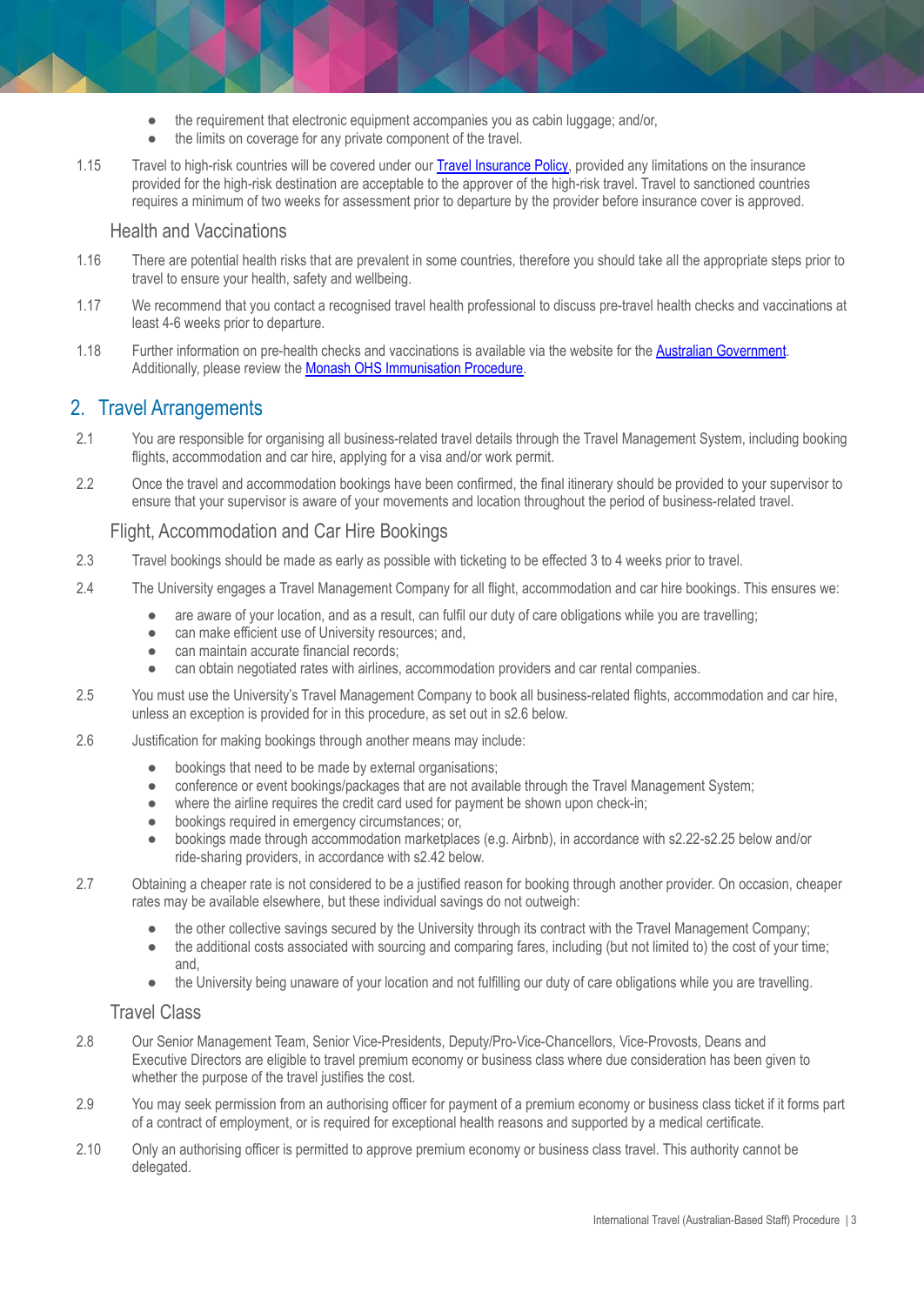- the requirement that electronic equipment accompanies you as cabin luggage; and/or,
- the limits on coverage for any private component of the travel.

1.15 Travel to high-risk countries will be covered under our Travel Insurance Policy, provided any limitations on the insurance provided for the high-risk destination are acceptable to the approver of the high-risk travel. Travel to sanctioned countries requires a minimum of two weeks for assessment prior to departure by the provider before insurance cover is approved.

### Health and Vaccinations

1.16 There are potential health risks that are prevalent in some countries, therefore you should take all the appropriate steps prior to travel to ensure your health, safety and wellbeing.

1.17 We recommend that you contact a recognised travel health professional to discuss pre-travel health checks and vaccinations at least 4-6 weeks prior to departure.

1.18 Further information on pre-health checks and vaccinations is available via the website for the Australian Government. Additionally, please review the Monash OHS Immunisation Procedure.

## 2. Travel Arrangements

2.1 You are responsible for organising all business-related travel details through the Travel Management System, including booking flights, accommodation and car hire, applying for a visa and/or work permit.

2.2 Once the travel and accommodation bookings have been confirmed, the final itinerary should be provided to your supervisor to ensure that your supervisor is aware of your movements and location throughout the period of business-related travel.

### Flight, Accommodation and Car Hire Bookings

2.3 Travel bookings should be made as early as possible with ticketing to be effected 3 to 4 weeks prior to travel.

2.4 The University engages a Travel Management Company for all flight, accommodation and car hire bookings. This ensures we:

- are aware of your location, and as a result, can fulfil our duty of care obligations while you are travelling;
- can make efficient use of University resources; and,
- can maintain accurate financial records;
- can obtain negotiated rates with airlines, accommodation providers and car rental companies.

2.5 You must use the University's Travel Management Company to book all business-related flights, accommodation and car hire, unless an exception is provided for in this procedure, as set out in s2.6 below.

2.6 Justification for making bookings through another means may include:

- bookings that need to be made by external organisations;
- conference or event bookings/packages that are not available through the Travel Management System;
- where the airline requires the credit card used for payment be shown upon check-in;
- bookings required in emergency circumstances; or,
- bookings made through accommodation marketplaces (e.g. Airbnb), in accordance with s2.22-s2.25 below and/or ride-sharing providers, in accordance with s2.42 below.

2.7 Obtaining a cheaper rate is not considered to be a justified reason for booking through another provider. On occasion, cheaper rates may be available elsewhere, but these individual savings do not outweigh:

- the other collective savings secured by the University through its contract with the Travel Management Company;
- the additional costs associated with sourcing and comparing fares, including (but not limited to) the cost of your time; and,
- the University being unaware of your location and not fulfilling our duty of care obligations while you are travelling.

### Travel Class

2.8 Our Senior Management Team, Senior Vice-Presidents, Deputy/Pro-Vice-Chancellors, Vice-Provosts, Deans and Executive Directors are eligible to travel premium economy or business class where due consideration has been given to whether the purpose of the travel justifies the cost.

2.9 You may seek permission from an authorising officer for payment of a premium economy or business class ticket if it forms part of a contract of employment, or is required for exceptional health reasons and supported by a medical certificate.

2.10 Only an authorising officer is permitted to approve premium economy or business class travel. This authority cannot be delegated.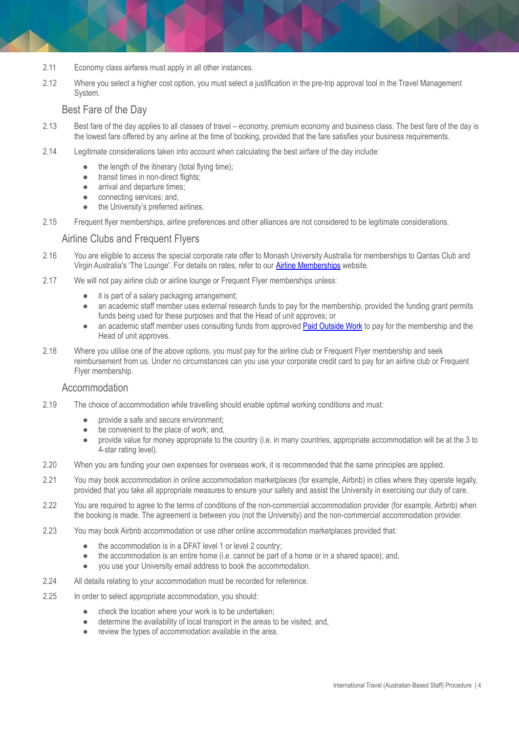2.11 Economy class airfares must apply in all other instances.

2.12 Where you select a higher cost option, you must select a justification in the pre-trip approval tool in the Travel Management System.

## Best Fare of the Day

2.13 Best fare of the day applies to all classes of travel – economy, premium economy and business class. The best fare of the day is the lowest fare offered by any airline at the time of booking, provided that the fare satisfies your business requirements.

2.14 Legitimate considerations taken into account when calculating the best airfare of the day include:

- the length of the itinerary (total flying time);
- transit times in non-direct flights;
- arrival and departure times;
- connecting services; and,
- the University's preferred airlines.

2.15 Frequent flyer memberships, airline preferences and other alliances are not considered to be legitimate considerations.

## Airline Clubs and Frequent Flyers

2.16 You are eligible to access the special corporate rate offer to Monash University Australia for memberships to Qantas Club and Virgin Australia's 'The Lounge'. For details on rates, refer to our Airline Memberships website.

2.17 We will not pay airline club or airline lounge or Frequent Flyer memberships unless:

- it is part of a salary packaging arrangement;
- an academic staff member uses external research funds to pay for the membership, provided the funding grant permits funds being used for these purposes and that the Head of unit approves; or
- an academic staff member uses consulting funds from approved Paid Outside Work to pay for the membership and the Head of unit approves.

2.18 Where you utilise one of the above options, you must pay for the airline club or Frequent Flyer membership and seek reimbursement from us. Under no circumstances can you use your corporate credit card to pay for an airline club or Frequent Flyer membership.

## Accommodation

2.19 The choice of accommodation while travelling should enable optimal working conditions and must:

- provide a safe and secure environment;
- be convenient to the place of work; and,
- provide value for money appropriate to the country (i.e. in many countries, appropriate accommodation will be at the 3 to 4-star rating level).

2.20 When you are funding your own expenses for overseas work, it is recommended that the same principles are applied.

2.21 You may book accommodation in online accommodation marketplaces (for example, Airbnb) in cities where they operate legally, provided that you take all appropriate measures to ensure your safety and assist the University in exercising our duty of care.

2.22 You are required to agree to the terms of conditions of the non-commercial accommodation provider (for example, Airbnb) when the booking is made. The agreement is between you (not the University) and the non-commercial accommodation provider.

2.23 You may book Airbnb accommodation or use other online accommodation marketplaces provided that:

- the accommodation is in a DFAT level 1 or level 2 country;
- the accommodation is an entire home (i.e. cannot be part of a home or in a shared space); and,
- you use your University email address to book the accommodation.

2.24 All details relating to your accommodation must be recorded for reference.

2.25 In order to select appropriate accommodation, you should:

- check the location where your work is to be undertaken;
- determine the availability of local transport in the areas to be visited; and,
- review the types of accommodation available in the area.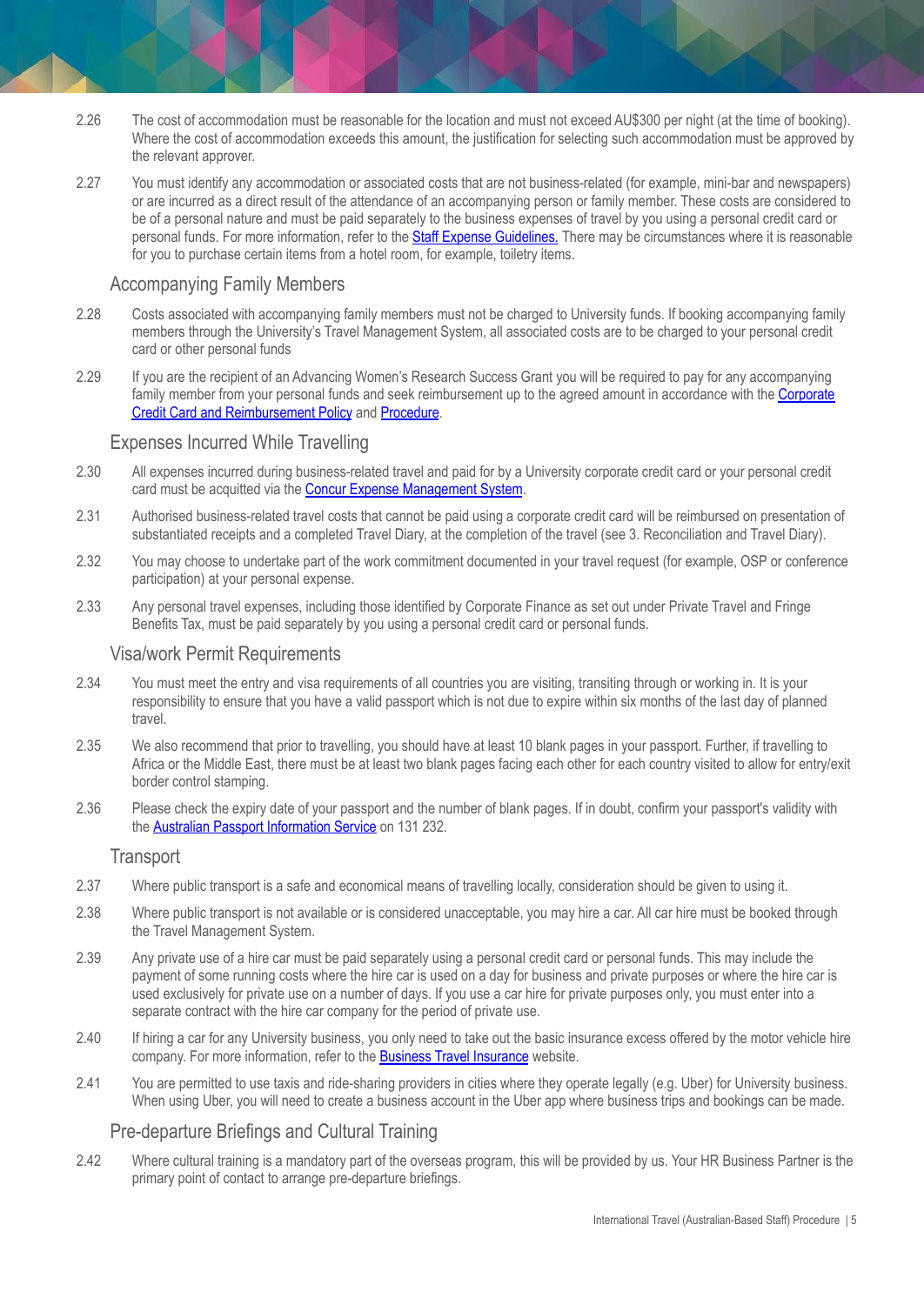2.26 The cost of accommodation must be reasonable for the location and must not exceed AU$300 per night (at the time of booking). Where the cost of accommodation exceeds this amount, the justification for selecting such accommodation must be approved by the relevant approver.

2.27 You must identify any accommodation or associated costs that are not business-related (for example, mini-bar and newspapers) or are incurred as a direct result of the attendance of an accompanying person or family member. These costs are considered to be of a personal nature and must be paid separately to the business expenses of travel by you using a personal credit card or personal funds. For more information, refer to the [Staff Expense Guidelines.] There may be circumstances where it is reasonable for you to purchase certain items from a hotel room, for example, toiletry items.

## Accompanying Family Members

2.28 Costs associated with accompanying family members must not be charged to University funds. If booking accompanying family members through the University's Travel Management System, all associated costs are to be charged to your personal credit card or other personal funds

2.29 If you are the recipient of an Advancing Women's Research Success Grant you will be required to pay for any accompanying family member from your personal funds and seek reimbursement up to the agreed amount in accordance with the Corporate Credit Card and Reimbursement Policy and Procedure.

## Expenses Incurred While Travelling

2.30 All expenses incurred during business-related travel and paid for by a University corporate credit card or your personal credit card must be acquitted via the Concur Expense Management System.

2.31 Authorised business-related travel costs that cannot be paid using a corporate credit card will be reimbursed on presentation of substantiated receipts and a completed Travel Diary, at the completion of the travel (see 3. Reconciliation and Travel Diary).

2.32 You may choose to undertake part of the work commitment documented in your travel request (for example, OSP or conference participation) at your personal expense.

2.33 Any personal travel expenses, including those identified by Corporate Finance as set out under Private Travel and Fringe Benefits Tax, must be paid separately by you using a personal credit card or personal funds.

## Visa/work Permit Requirements

2.34 You must meet the entry and visa requirements of all countries you are visiting, transiting through or working in. It is your responsibility to ensure that you have a valid passport which is not due to expire within six months of the last day of planned travel.

2.35 We also recommend that prior to travelling, you should have at least 10 blank pages in your passport. Further, if travelling to Africa or the Middle East, there must be at least two blank pages facing each other for each country visited to allow for entry/exit border control stamping.

2.36 Please check the expiry date of your passport and the number of blank pages. If in doubt, confirm your passport's validity with the Australian Passport Information Service on 131 232.

## Transport

2.37 Where public transport is a safe and economical means of travelling locally, consideration should be given to using it.

2.38 Where public transport is not available or is considered unacceptable, you may hire a car. All car hire must be booked through the Travel Management System.

2.39 Any private use of a hire car must be paid separately using a personal credit card or personal funds. This may include the payment of some running costs where the hire car is used on a day for business and private purposes or where the hire car is used exclusively for private use on a number of days. If you use a car hire for private purposes only, you must enter into a separate contract with the hire car company for the period of private use.

2.40 If hiring a car for any University business, you only need to take out the basic insurance excess offered by the motor vehicle hire company. For more information, refer to the Business Travel Insurance website.

2.41 You are permitted to use taxis and ride-sharing providers in cities where they operate legally (e.g. Uber) for University business. When using Uber, you will need to create a business account in the Uber app where business trips and bookings can be made.

## Pre-departure Briefings and Cultural Training

2.42 Where cultural training is a mandatory part of the overseas program, this will be provided by us. Your HR Business Partner is the primary point of contact to arrange pre-departure briefings.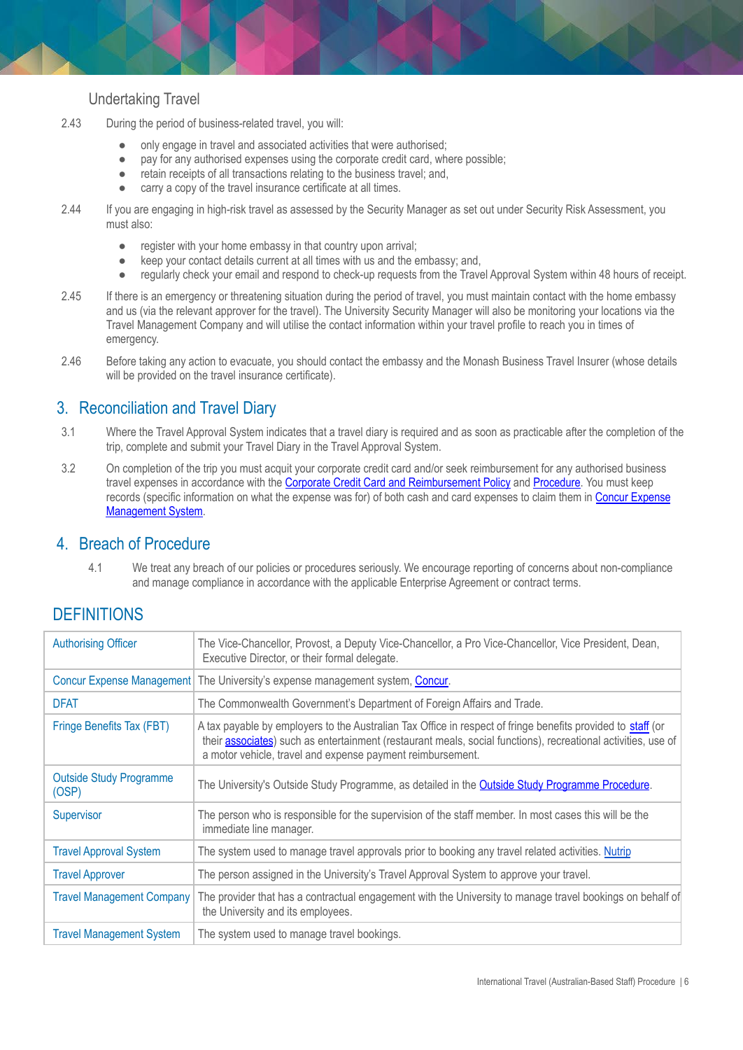### Undertaking Travel

2.43 During the period of business-related travel, you will:

- only engage in travel and associated activities that were authorised;
- pay for any authorised expenses using the corporate credit card, where possible;
- retain receipts of all transactions relating to the business travel; and,
- carry a copy of the travel insurance certificate at all times.

2.44 If you are engaging in high-risk travel as assessed by the Security Manager as set out under Security Risk Assessment, you must also:

- register with your home embassy in that country upon arrival;
- keep your contact details current at all times with us and the embassy; and,
- regularly check your email and respond to check-up requests from the Travel Approval System within 48 hours of receipt.

2.45 If there is an emergency or threatening situation during the period of travel, you must maintain contact with the home embassy and us (via the relevant approver for the travel). The University Security Manager will also be monitoring your locations via the Travel Management Company and will utilise the contact information within your travel profile to reach you in times of emergency.

2.46 Before taking any action to evacuate, you should contact the embassy and the Monash Business Travel Insurer (whose details will be provided on the travel insurance certificate).

## 3. Reconciliation and Travel Diary

3.1 Where the Travel Approval System indicates that a travel diary is required and as soon as practicable after the completion of the trip, complete and submit your Travel Diary in the Travel Approval System.

3.2 On completion of the trip you must acquit your corporate credit card and/or seek reimbursement for any authorised business travel expenses in accordance with the Corporate Credit Card and Reimbursement Policy and Procedure. You must keep records (specific information on what the expense was for) of both cash and card expenses to claim them in Concur Expense Management System.

## 4. Breach of Procedure

4.1 We treat any breach of our policies or procedures seriously. We encourage reporting of concerns about non-compliance and manage compliance in accordance with the applicable Enterprise Agreement or contract terms.

## DEFINITIONS

| | |
|---|---|
| Authorising Officer | The Vice-Chancellor, Provost, a Deputy Vice-Chancellor, a Pro Vice-Chancellor, Vice President, Dean, Executive Director, or their formal delegate. |
| Concur Expense Management | The University's expense management system, Concur. |
| DFAT | The Commonwealth Government's Department of Foreign Affairs and Trade. |
| Fringe Benefits Tax (FBT) | A tax payable by employers to the Australian Tax Office in respect of fringe benefits provided to staff (or their associates) such as entertainment (restaurant meals, social functions), recreational activities, use of a motor vehicle, travel and expense payment reimbursement. |
| Outside Study Programme (OSP) | The University's Outside Study Programme, as detailed in the Outside Study Programme Procedure. |
| Supervisor | The person who is responsible for the supervision of the staff member. In most cases this will be the immediate line manager. |
| Travel Approval System | The system used to manage travel approvals prior to booking any travel related activities. Nutrip |
| Travel Approver | The person assigned in the University's Travel Approval System to approve your travel. |
| Travel Management Company | The provider that has a contractual engagement with the University to manage travel bookings on behalf of the University and its employees. |
| Travel Management System | The system used to manage travel bookings. |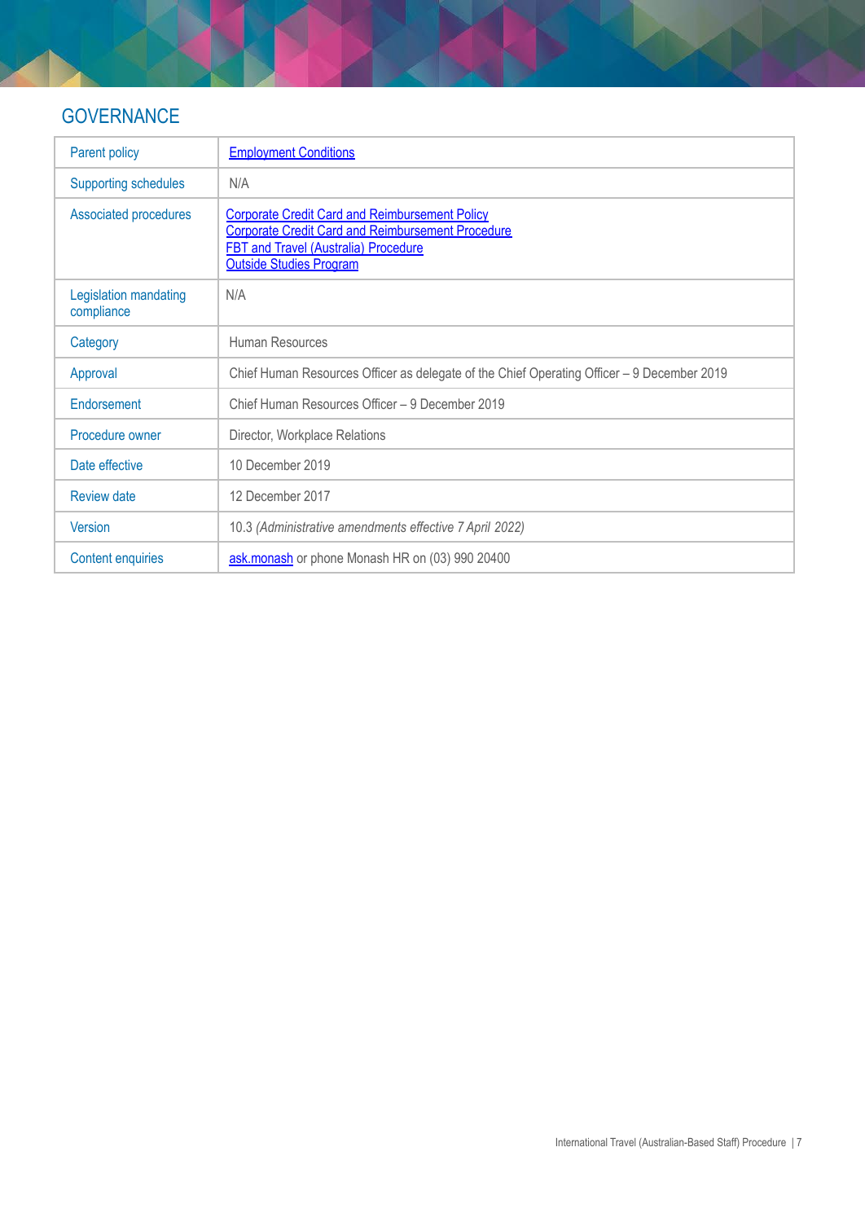## GOVERNANCE

| | |
|---|---|
| Parent policy | Employment Conditions |
| Supporting schedules | N/A |
| Associated procedures | Corporate Credit Card and Reimbursement Policy<br>Corporate Credit Card and Reimbursement Procedure<br>FBT and Travel (Australia) Procedure<br>Outside Studies Program |
| Legislation mandating compliance | N/A |
| Category | Human Resources |
| Approval | Chief Human Resources Officer as delegate of the Chief Operating Officer – 9 December 2019 |
| Endorsement | Chief Human Resources Officer – 9 December 2019 |
| Procedure owner | Director, Workplace Relations |
| Date effective | 10 December 2019 |
| Review date | 12 December 2017 |
| Version | 10.3 *(Administrative amendments effective 7 April 2022)* |
| Content enquiries | ask.monash or phone Monash HR on (03) 990 20400 |